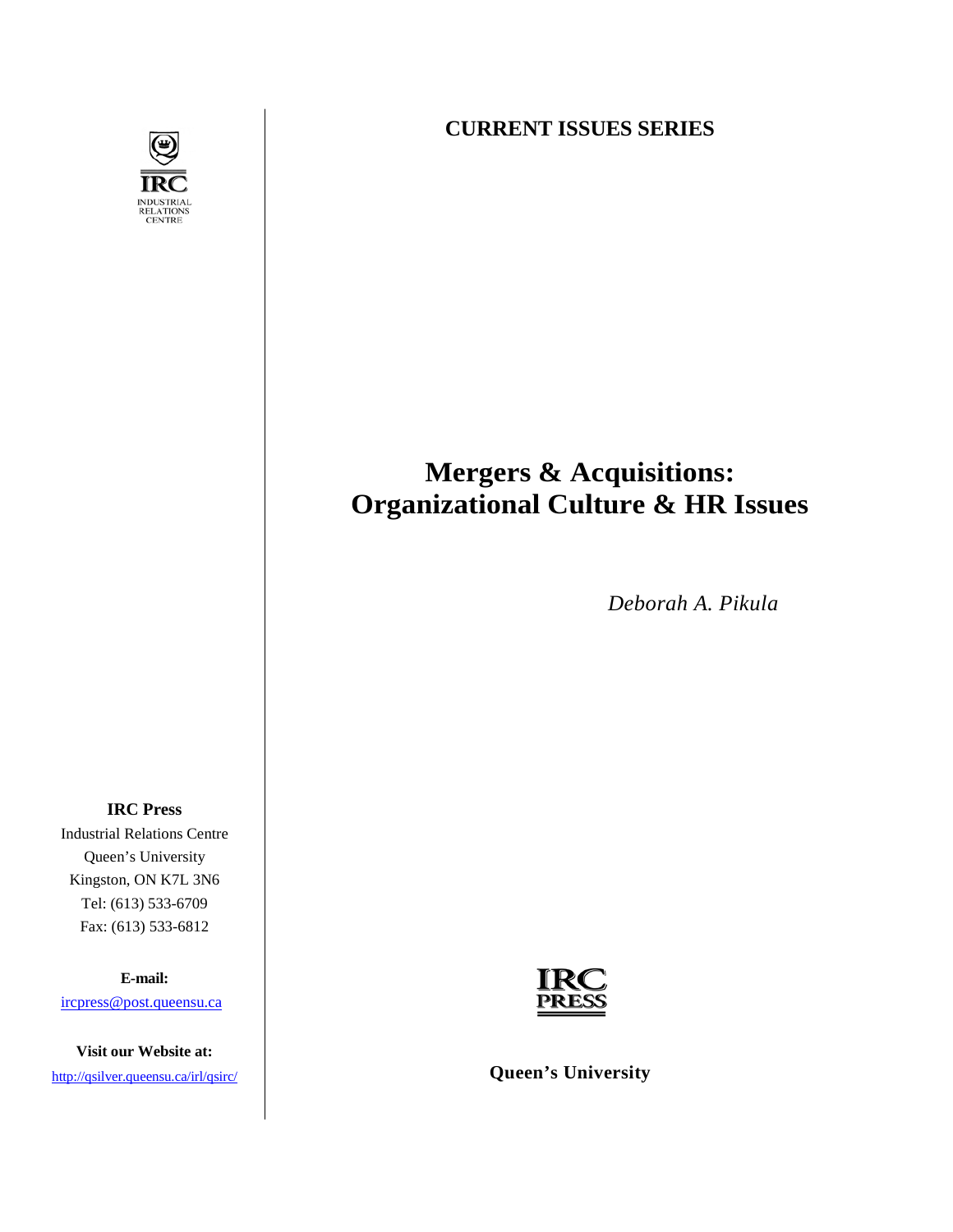**CURRENT ISSUES SERIES**

# Mergers & Acquisitions: Organizational Culture & HR Issues

*Deborah A. Pikula*

IRC

INDUSTRIAL RELATIONS CENTRE

**IRC Press**

Industrial Relations Centre
Queen's University
Kingston, ON K7L 3N6
Tel: (613) 533-6709
Fax: (613) 533-6812

**E-mail:**
ircpress@post.queensu.ca

**Visit our Website at:**
http://qsilver.queensu.ca/irl/qsirc/

IRC PRESS

**Queen's University**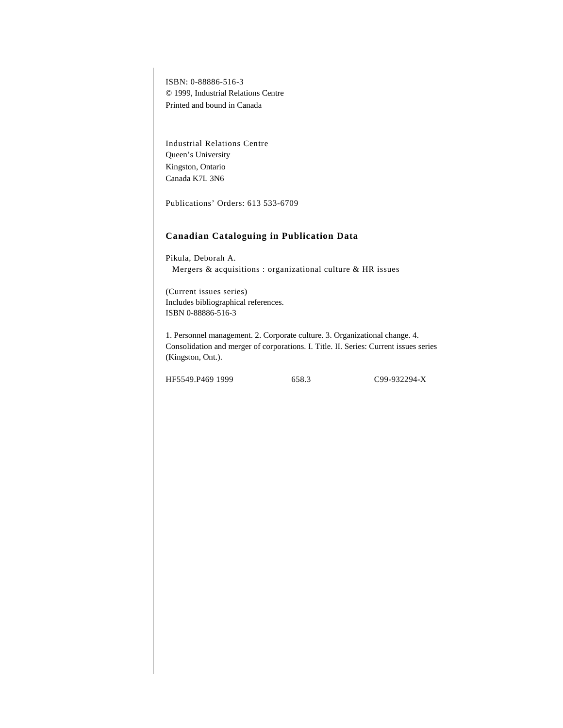ISBN: 0-88886-516-3
© 1999, Industrial Relations Centre
Printed and bound in Canada

Industrial Relations Centre
Queen's University
Kingston, Ontario
Canada K7L 3N6

Publications' Orders: 613 533-6709

## Canadian Cataloguing in Publication Data

Pikula, Deborah A.
Mergers & acquisitions : organizational culture & HR issues

(Current issues series)
Includes bibliographical references.
ISBN 0-88886-516-3

1. Personnel management. 2. Corporate culture. 3. Organizational change. 4. Consolidation and merger of corporations. I. Title. II. Series: Current issues series (Kingston, Ont.).

HF5549.P469 1999 658.3 C99-932294-X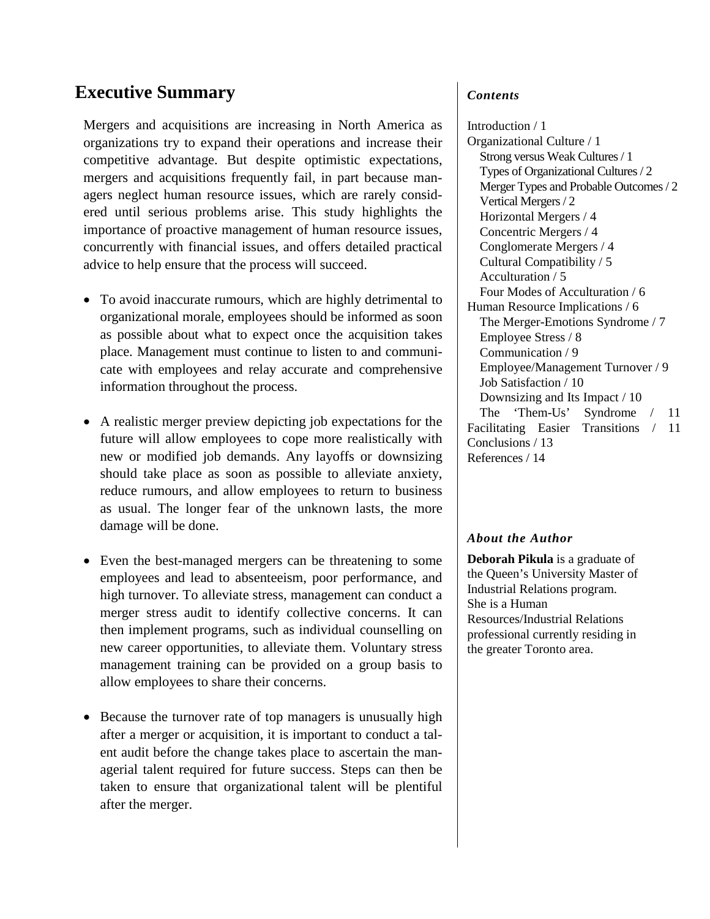## Executive Summary

Mergers and acquisitions are increasing in North America as organizations try to expand their operations and increase their competitive advantage. But despite optimistic expectations, mergers and acquisitions frequently fail, in part because managers neglect human resource issues, which are rarely considered until serious problems arise. This study highlights the importance of proactive management of human resource issues, concurrently with financial issues, and offers detailed practical advice to help ensure that the process will succeed.

- To avoid inaccurate rumours, which are highly detrimental to organizational morale, employees should be informed as soon as possible about what to expect once the acquisition takes place. Management must continue to listen to and communicate with employees and relay accurate and comprehensive information throughout the process.
- A realistic merger preview depicting job expectations for the future will allow employees to cope more realistically with new or modified job demands. Any layoffs or downsizing should take place as soon as possible to alleviate anxiety, reduce rumours, and allow employees to return to business as usual. The longer fear of the unknown lasts, the more damage will be done.
- Even the best-managed mergers can be threatening to some employees and lead to absenteeism, poor performance, and high turnover. To alleviate stress, management can conduct a merger stress audit to identify collective concerns. It can then implement programs, such as individual counselling on new career opportunities, to alleviate them. Voluntary stress management training can be provided on a group basis to allow employees to share their concerns.
- Because the turnover rate of top managers is unusually high after a merger or acquisition, it is important to conduct a talent audit before the change takes place to ascertain the managerial talent required for future success. Steps can then be taken to ensure that organizational talent will be plentiful after the merger.

***Contents***

Introduction / 1
Organizational Culture / 1
- Strong versus Weak Cultures / 1
- Types of Organizational Cultures / 2
- Merger Types and Probable Outcomes / 2
- Vertical Mergers / 2
- Horizontal Mergers / 4
- Concentric Mergers / 4
- Conglomerate Mergers / 4
- Cultural Compatibility / 5
- Acculturation / 5
- Four Modes of Acculturation / 6

Human Resource Implications / 6
- The Merger-Emotions Syndrome / 7
- Employee Stress / 8
- Communication / 9
- Employee/Management Turnover / 9
- Job Satisfaction / 10
- Downsizing and Its Impact / 10
- The 'Them-Us' Syndrome / 11

Facilitating Easier Transitions / 11
Conclusions / 13
References / 14

***About the Author***

**Deborah Pikula** is a graduate of the Queen's University Master of Industrial Relations program. She is a Human Resources/Industrial Relations professional currently residing in the greater Toronto area.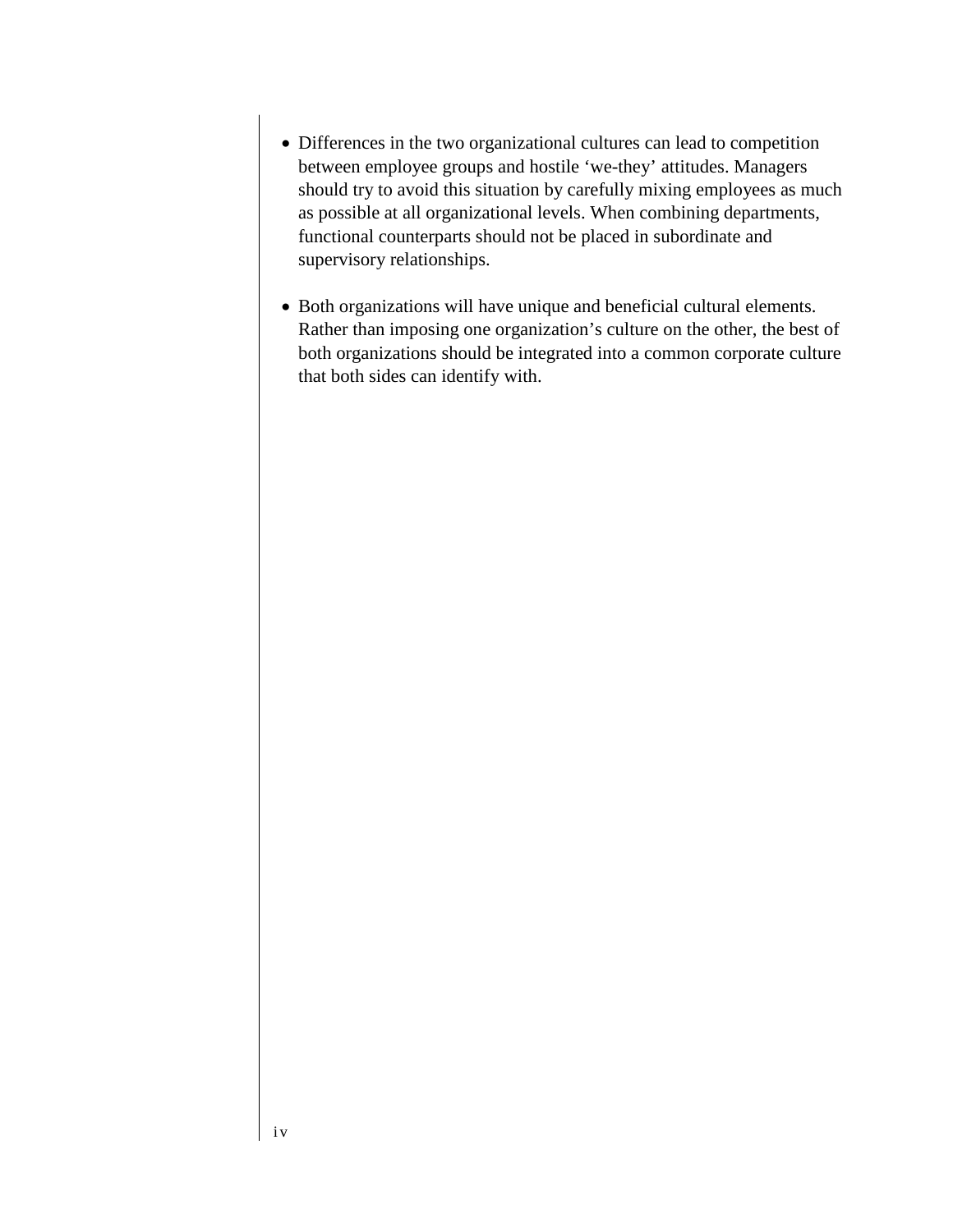- Differences in the two organizational cultures can lead to competition between employee groups and hostile ‘we-they’ attitudes. Managers should try to avoid this situation by carefully mixing employees as much as possible at all organizational levels. When combining departments, functional counterparts should not be placed in subordinate and supervisory relationships.

- Both organizations will have unique and beneficial cultural elements. Rather than imposing one organization’s culture on the other, the best of both organizations should be integrated into a common corporate culture that both sides can identify with.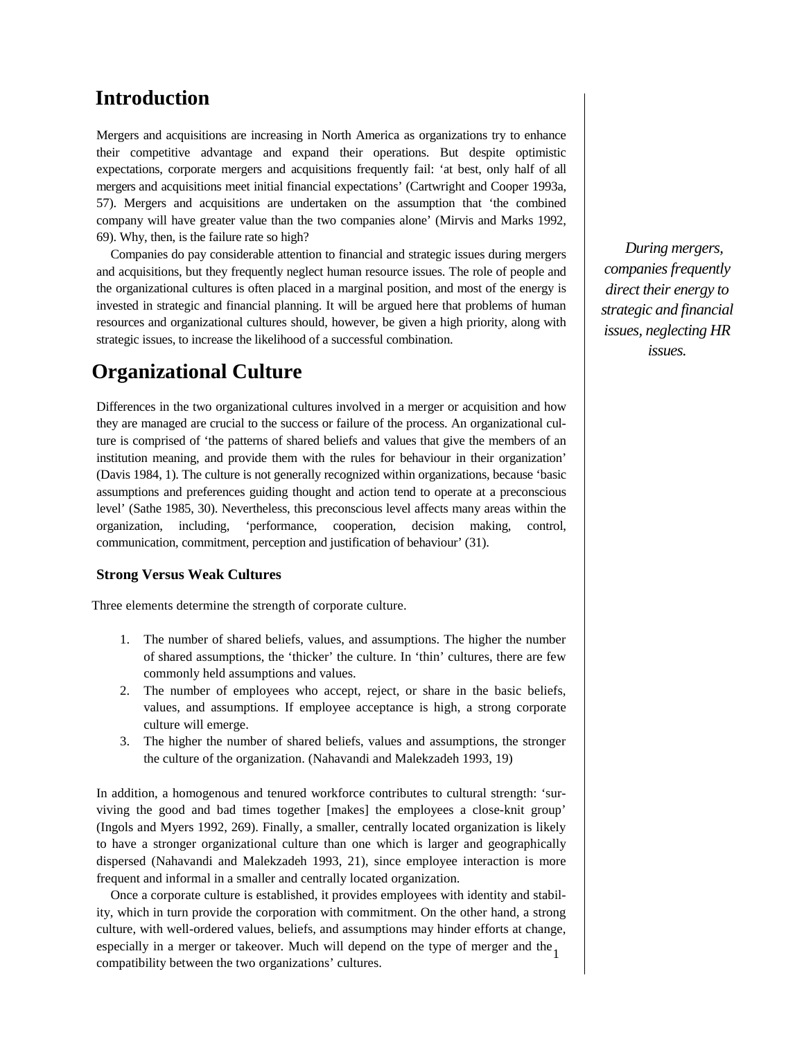# Introduction

Mergers and acquisitions are increasing in North America as organizations try to enhance their competitive advantage and expand their operations. But despite optimistic expectations, corporate mergers and acquisitions frequently fail: 'at best, only half of all mergers and acquisitions meet initial financial expectations' (Cartwright and Cooper 1993a, 57). Mergers and acquisitions are undertaken on the assumption that 'the combined company will have greater value than the two companies alone' (Mirvis and Marks 1992, 69). Why, then, is the failure rate so high?

Companies do pay considerable attention to financial and strategic issues during mergers and acquisitions, but they frequently neglect human resource issues. The role of people and the organizational cultures is often placed in a marginal position, and most of the energy is invested in strategic and financial planning. It will be argued here that problems of human resources and organizational cultures should, however, be given a high priority, along with strategic issues, to increase the likelihood of a successful combination.

*During mergers, companies frequently direct their energy to strategic and financial issues, neglecting HR issues.*

# Organizational Culture

Differences in the two organizational cultures involved in a merger or acquisition and how they are managed are crucial to the success or failure of the process. An organizational culture is comprised of 'the patterns of shared beliefs and values that give the members of an institution meaning, and provide them with the rules for behaviour in their organization' (Davis 1984, 1). The culture is not generally recognized within organizations, because 'basic assumptions and preferences guiding thought and action tend to operate at a preconscious level' (Sathe 1985, 30). Nevertheless, this preconscious level affects many areas within the organization, including, 'performance, cooperation, decision making, control, communication, commitment, perception and justification of behaviour' (31).

### Strong Versus Weak Cultures

Three elements determine the strength of corporate culture.

1. The number of shared beliefs, values, and assumptions. The higher the number of shared assumptions, the 'thicker' the culture. In 'thin' cultures, there are few commonly held assumptions and values.
2. The number of employees who accept, reject, or share in the basic beliefs, values, and assumptions. If employee acceptance is high, a strong corporate culture will emerge.
3. The higher the number of shared beliefs, values and assumptions, the stronger the culture of the organization. (Nahavandi and Malekzadeh 1993, 19)

In addition, a homogenous and tenured workforce contributes to cultural strength: 'surviving the good and bad times together [makes] the employees a close-knit group' (Ingols and Myers 1992, 269). Finally, a smaller, centrally located organization is likely to have a stronger organizational culture than one which is larger and geographically dispersed (Nahavandi and Malekzadeh 1993, 21), since employee interaction is more frequent and informal in a smaller and centrally located organization.

Once a corporate culture is established, it provides employees with identity and stability, which in turn provide the corporation with commitment. On the other hand, a strong culture, with well-ordered values, beliefs, and assumptions may hinder efforts at change, especially in a merger or takeover. Much will depend on the type of merger and the compatibility between the two organizations' cultures.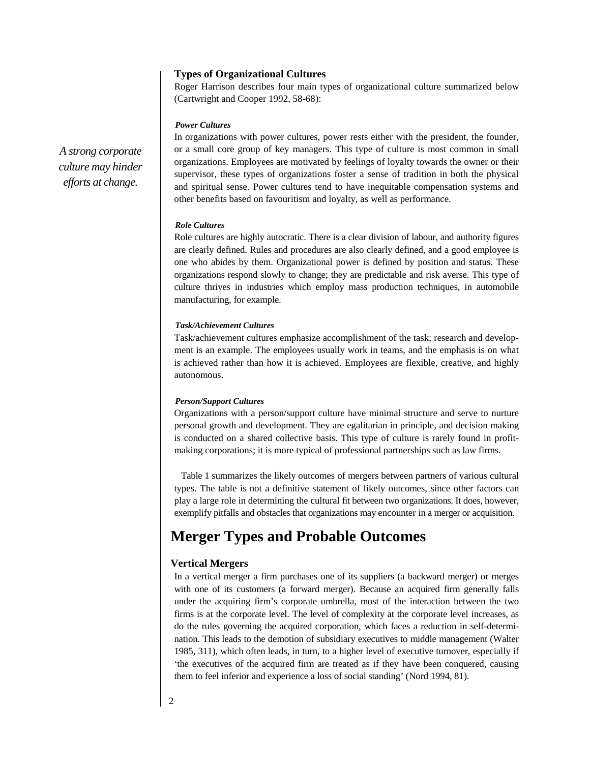### Types of Organizational Cultures

Roger Harrison describes four main types of organizational culture summarized below (Cartwright and Cooper 1992, 58-68):

#### *Power Cultures*

*A strong corporate culture may hinder efforts at change.*

In organizations with power cultures, power rests either with the president, the founder, or a small core group of key managers. This type of culture is most common in small organizations. Employees are motivated by feelings of loyalty towards the owner or their supervisor, these types of organizations foster a sense of tradition in both the physical and spiritual sense. Power cultures tend to have inequitable compensation systems and other benefits based on favouritism and loyalty, as well as performance.

#### *Role Cultures*

Role cultures are highly autocratic. There is a clear division of labour, and authority figures are clearly defined. Rules and procedures are also clearly defined, and a good employee is one who abides by them. Organizational power is defined by position and status. These organizations respond slowly to change; they are predictable and risk averse. This type of culture thrives in industries which employ mass production techniques, in automobile manufacturing, for example.

#### *Task/Achievement Cultures*

Task/achievement cultures emphasize accomplishment of the task; research and development is an example. The employees usually work in teams, and the emphasis is on what is achieved rather than how it is achieved. Employees are flexible, creative, and highly autonomous.

#### *Person/Support Cultures*

Organizations with a person/support culture have minimal structure and serve to nurture personal growth and development. They are egalitarian in principle, and decision making is conducted on a shared collective basis. This type of culture is rarely found in profit-making corporations; it is more typical of professional partnerships such as law firms.

Table 1 summarizes the likely outcomes of mergers between partners of various cultural types. The table is not a definitive statement of likely outcomes, since other factors can play a large role in determining the cultural fit between two organizations. It does, however, exemplify pitfalls and obstacles that organizations may encounter in a merger or acquisition.

## Merger Types and Probable Outcomes

### Vertical Mergers

In a vertical merger a firm purchases one of its suppliers (a backward merger) or merges with one of its customers (a forward merger). Because an acquired firm generally falls under the acquiring firm's corporate umbrella, most of the interaction between the two firms is at the corporate level. The level of complexity at the corporate level increases, as do the rules governing the acquired corporation, which faces a reduction in self-determination. This leads to the demotion of subsidiary executives to middle management (Walter 1985, 311), which often leads, in turn, to a higher level of executive turnover, especially if 'the executives of the acquired firm are treated as if they have been conquered, causing them to feel inferior and experience a loss of social standing' (Nord 1994, 81).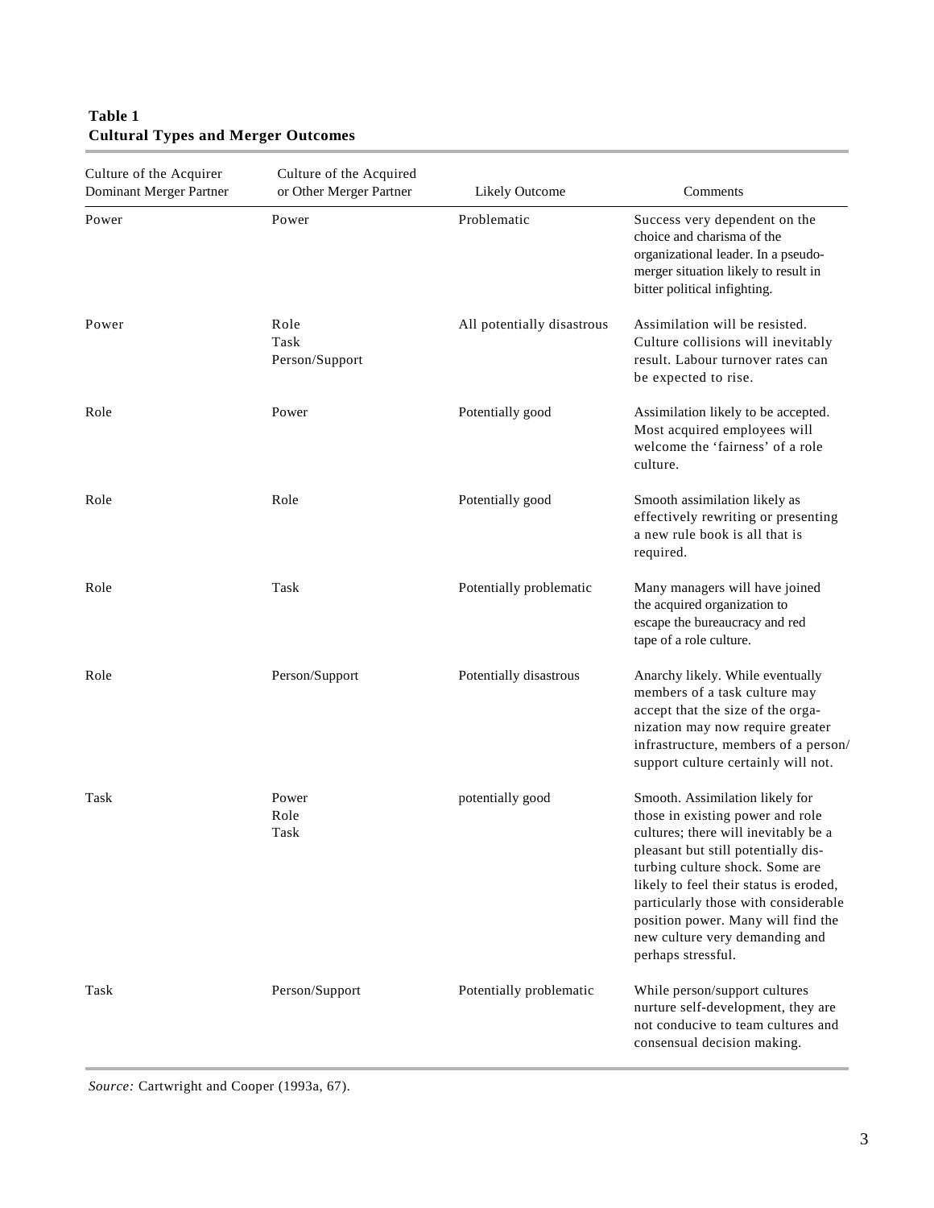**Table 1**
**Cultural Types and Merger Outcomes**

| Culture of the Acquirer Dominant Merger Partner | Culture of the Acquired or Other Merger Partner | Likely Outcome | Comments |
|---|---|---|---|
| Power | Power | Problematic | Success very dependent on the choice and charisma of the organizational leader. In a pseudo-merger situation likely to result in bitter political infighting. |
| Power | Role<br>Task<br>Person/Support | All potentially disastrous | Assimilation will be resisted. Culture collisions will inevitably result. Labour turnover rates can be expected to rise. |
| Role | Power | Potentially good | Assimilation likely to be accepted. Most acquired employees will welcome the 'fairness' of a role culture. |
| Role | Role | Potentially good | Smooth assimilation likely as effectively rewriting or presenting a new rule book is all that is required. |
| Role | Task | Potentially problematic | Many managers will have joined the acquired organization to escape the bureaucracy and red tape of a role culture. |
| Role | Person/Support | Potentially disastrous | Anarchy likely. While eventually members of a task culture may accept that the size of the organization may now require greater infrastructure, members of a person/support culture certainly will not. |
| Task | Power<br>Role<br>Task | potentially good | Smooth. Assimilation likely for those in existing power and role cultures; there will inevitably be a pleasant but still potentially disturbing culture shock. Some are likely to feel their status is eroded, particularly those with considerable position power. Many will find the new culture very demanding and perhaps stressful. |
| Task | Person/Support | Potentially problematic | While person/support cultures nurture self-development, they are not conducive to team cultures and consensual decision making. |

*Source:* Cartwright and Cooper (1993a, 67).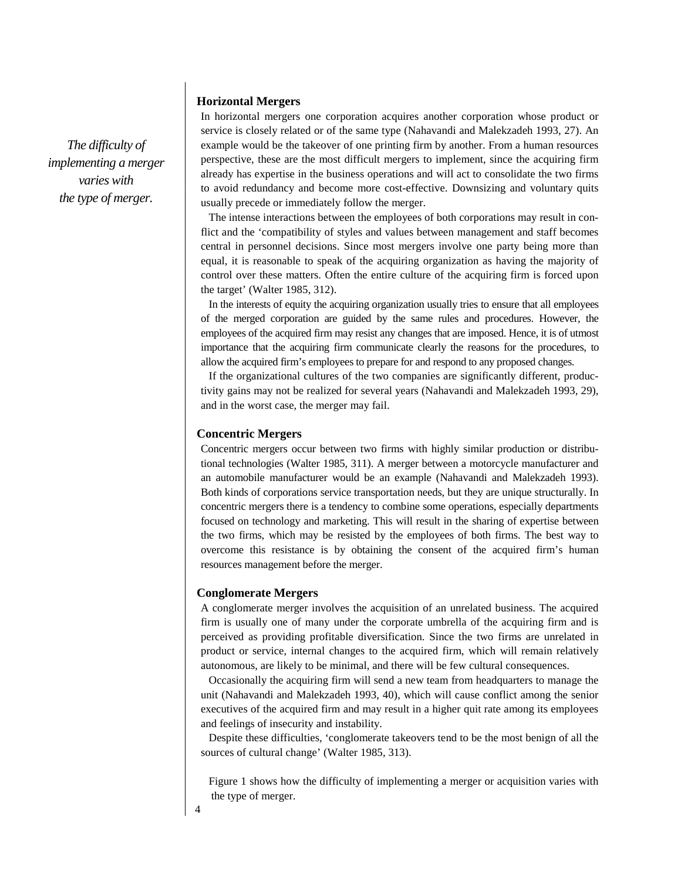*The difficulty of implementing a merger varies with the type of merger.*

### Horizontal Mergers

In horizontal mergers one corporation acquires another corporation whose product or service is closely related or of the same type (Nahavandi and Malekzadeh 1993, 27). An example would be the takeover of one printing firm by another. From a human resources perspective, these are the most difficult mergers to implement, since the acquiring firm already has expertise in the business operations and will act to consolidate the two firms to avoid redundancy and become more cost-effective. Downsizing and voluntary quits usually precede or immediately follow the merger.

The intense interactions between the employees of both corporations may result in conflict and the 'compatibility of styles and values between management and staff becomes central in personnel decisions. Since most mergers involve one party being more than equal, it is reasonable to speak of the acquiring organization as having the majority of control over these matters. Often the entire culture of the acquiring firm is forced upon the target' (Walter 1985, 312).

In the interests of equity the acquiring organization usually tries to ensure that all employees of the merged corporation are guided by the same rules and procedures. However, the employees of the acquired firm may resist any changes that are imposed. Hence, it is of utmost importance that the acquiring firm communicate clearly the reasons for the procedures, to allow the acquired firm's employees to prepare for and respond to any proposed changes.

If the organizational cultures of the two companies are significantly different, productivity gains may not be realized for several years (Nahavandi and Malekzadeh 1993, 29), and in the worst case, the merger may fail.

### Concentric Mergers

Concentric mergers occur between two firms with highly similar production or distributional technologies (Walter 1985, 311). A merger between a motorcycle manufacturer and an automobile manufacturer would be an example (Nahavandi and Malekzadeh 1993). Both kinds of corporations service transportation needs, but they are unique structurally. In concentric mergers there is a tendency to combine some operations, especially departments focused on technology and marketing. This will result in the sharing of expertise between the two firms, which may be resisted by the employees of both firms. The best way to overcome this resistance is by obtaining the consent of the acquired firm's human resources management before the merger.

### Conglomerate Mergers

A conglomerate merger involves the acquisition of an unrelated business. The acquired firm is usually one of many under the corporate umbrella of the acquiring firm and is perceived as providing profitable diversification. Since the two firms are unrelated in product or service, internal changes to the acquired firm, which will remain relatively autonomous, are likely to be minimal, and there will be few cultural consequences.

Occasionally the acquiring firm will send a new team from headquarters to manage the unit (Nahavandi and Malekzadeh 1993, 40), which will cause conflict among the senior executives of the acquired firm and may result in a higher quit rate among its employees and feelings of insecurity and instability.

Despite these difficulties, 'conglomerate takeovers tend to be the most benign of all the sources of cultural change' (Walter 1985, 313).

Figure 1 shows how the difficulty of implementing a merger or acquisition varies with the type of merger.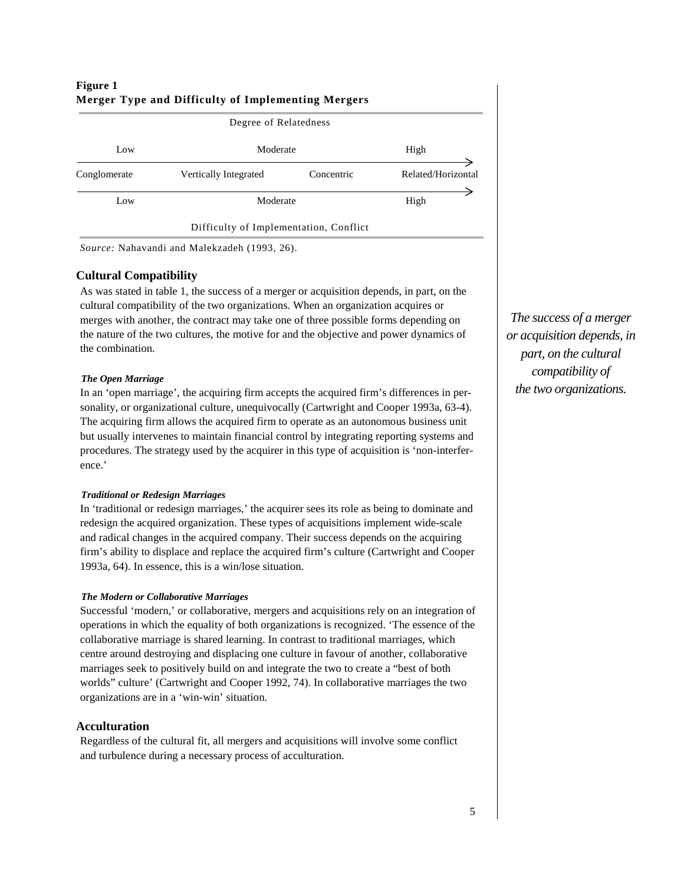**Figure 1**
**Merger Type and Difficulty of Implementing Mergers**

| Degree of Relatedness | | | |
|---|---|---|---|
| Low | Moderate | | High |
| Conglomerate | Vertically Integrated | Concentric | Related/Horizontal |
| Low | Moderate | | High |
| Difficulty of Implementation, Conflict | | | |

*Source:* Nahavandi and Malekzadeh (1993, 26).

## Cultural Compatibility

As was stated in table 1, the success of a merger or acquisition depends, in part, on the cultural compatibility of the two organizations. When an organization acquires or merges with another, the contract may take one of three possible forms depending on the nature of the two cultures, the motive for and the objective and power dynamics of the combination.

*The success of a merger or acquisition depends, in part, on the cultural compatibility of the two organizations.*

### *The Open Marriage*

In an 'open marriage', the acquiring firm accepts the acquired firm's differences in personality, or organizational culture, unequivocally (Cartwright and Cooper 1993a, 63-4). The acquiring firm allows the acquired firm to operate as an autonomous business unit but usually intervenes to maintain financial control by integrating reporting systems and procedures. The strategy used by the acquirer in this type of acquisition is 'non-interference.'

### *Traditional or Redesign Marriages*

In 'traditional or redesign marriages,' the acquirer sees its role as being to dominate and redesign the acquired organization. These types of acquisitions implement wide-scale and radical changes in the acquired company. Their success depends on the acquiring firm's ability to displace and replace the acquired firm's culture (Cartwright and Cooper 1993a, 64). In essence, this is a win/lose situation.

### *The Modern or Collaborative Marriages*

Successful 'modern,' or collaborative, mergers and acquisitions rely on an integration of operations in which the equality of both organizations is recognized. 'The essence of the collaborative marriage is shared learning. In contrast to traditional marriages, which centre around destroying and displacing one culture in favour of another, collaborative marriages seek to positively build on and integrate the two to create a "best of both worlds" culture' (Cartwright and Cooper 1992, 74). In collaborative marriages the two organizations are in a 'win-win' situation.

## Acculturation

Regardless of the cultural fit, all mergers and acquisitions will involve some conflict and turbulence during a necessary process of acculturation.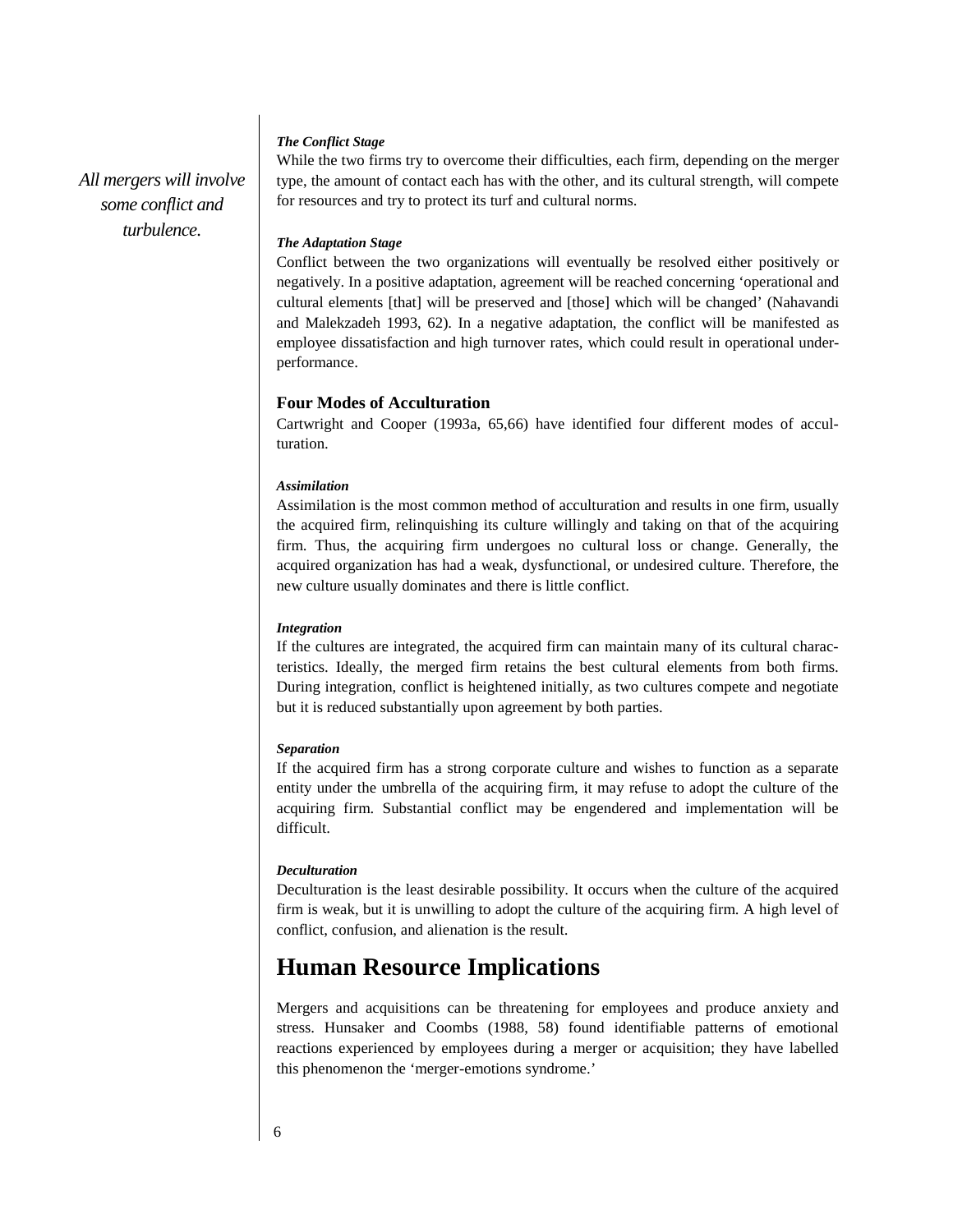*All mergers will involve some conflict and turbulence.*

#### *The Conflict Stage*

While the two firms try to overcome their difficulties, each firm, depending on the merger type, the amount of contact each has with the other, and its cultural strength, will compete for resources and try to protect its turf and cultural norms.

#### *The Adaptation Stage*

Conflict between the two organizations will eventually be resolved either positively or negatively. In a positive adaptation, agreement will be reached concerning 'operational and cultural elements [that] will be preserved and [those] which will be changed' (Nahavandi and Malekzadeh 1993, 62). In a negative adaptation, the conflict will be manifested as employee dissatisfaction and high turnover rates, which could result in operational under-performance.

### Four Modes of Acculturation

Cartwright and Cooper (1993a, 65,66) have identified four different modes of acculturation.

#### *Assimilation*

Assimilation is the most common method of acculturation and results in one firm, usually the acquired firm, relinquishing its culture willingly and taking on that of the acquiring firm. Thus, the acquiring firm undergoes no cultural loss or change. Generally, the acquired organization has had a weak, dysfunctional, or undesired culture. Therefore, the new culture usually dominates and there is little conflict.

#### *Integration*

If the cultures are integrated, the acquired firm can maintain many of its cultural characteristics. Ideally, the merged firm retains the best cultural elements from both firms. During integration, conflict is heightened initially, as two cultures compete and negotiate but it is reduced substantially upon agreement by both parties.

#### *Separation*

If the acquired firm has a strong corporate culture and wishes to function as a separate entity under the umbrella of the acquiring firm, it may refuse to adopt the culture of the acquiring firm. Substantial conflict may be engendered and implementation will be difficult.

#### *Deculturation*

Deculturation is the least desirable possibility. It occurs when the culture of the acquired firm is weak, but it is unwilling to adopt the culture of the acquiring firm. A high level of conflict, confusion, and alienation is the result.

## Human Resource Implications

Mergers and acquisitions can be threatening for employees and produce anxiety and stress. Hunsaker and Coombs (1988, 58) found identifiable patterns of emotional reactions experienced by employees during a merger or acquisition; they have labelled this phenomenon the 'merger-emotions syndrome.'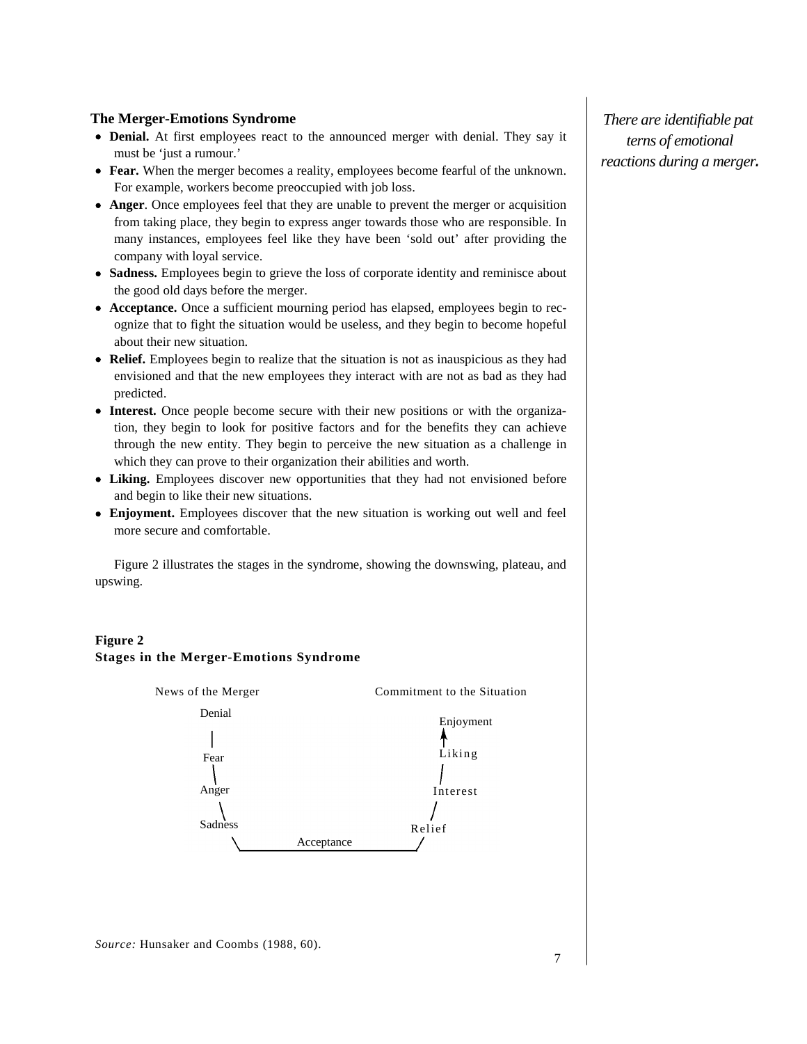### The Merger-Emotions Syndrome

*There are identifiable patterns of emotional reactions during a merger.*

- **Denial.** At first employees react to the announced merger with denial. They say it must be 'just a rumour.'
- **Fear.** When the merger becomes a reality, employees become fearful of the unknown. For example, workers become preoccupied with job loss.
- **Anger**. Once employees feel that they are unable to prevent the merger or acquisition from taking place, they begin to express anger towards those who are responsible. In many instances, employees feel like they have been 'sold out' after providing the company with loyal service.
- **Sadness.** Employees begin to grieve the loss of corporate identity and reminisce about the good old days before the merger.
- **Acceptance.** Once a sufficient mourning period has elapsed, employees begin to recognize that to fight the situation would be useless, and they begin to become hopeful about their new situation.
- **Relief.** Employees begin to realize that the situation is not as inauspicious as they had envisioned and that the new employees they interact with are not as bad as they had predicted.
- **Interest.** Once people become secure with their new positions or with the organization, they begin to look for positive factors and for the benefits they can achieve through the new entity. They begin to perceive the new situation as a challenge in which they can prove to their organization their abilities and worth.
- **Liking.** Employees discover new opportunities that they had not envisioned before and begin to like their new situations.
- **Enjoyment.** Employees discover that the new situation is working out well and feel more secure and comfortable.

Figure 2 illustrates the stages in the syndrome, showing the downswing, plateau, and upswing.

**Figure 2**
**Stages in the Merger-Emotions Syndrome**

News of the Merger: Denial → Fear → Anger → Sadness → Acceptance → Relief → Interest → Liking → Enjoyment: Commitment to the Situation

*Source:* Hunsaker and Coombs (1988, 60).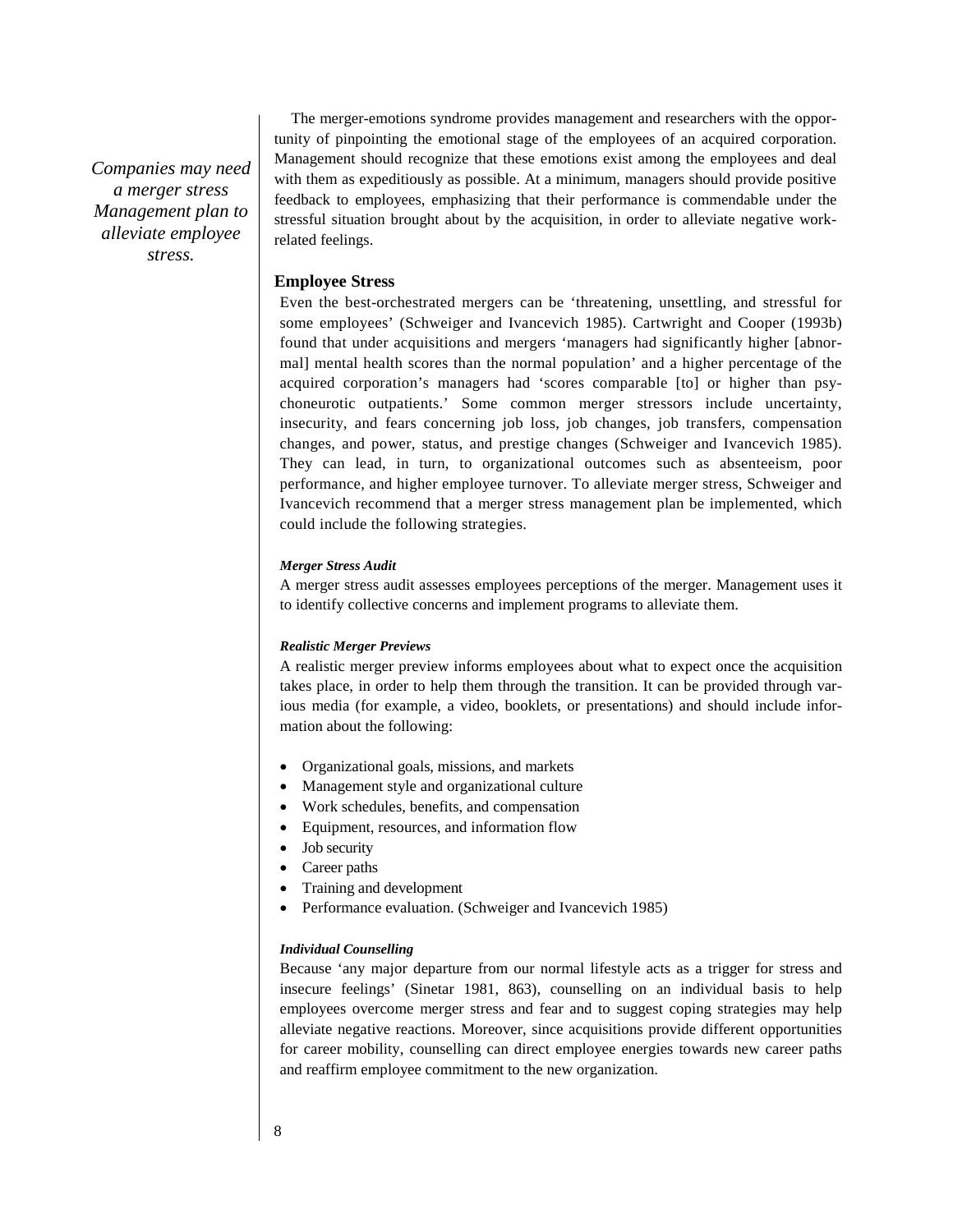*Companies may need a merger stress Management plan to alleviate employee stress.*

The merger-emotions syndrome provides management and researchers with the opportunity of pinpointing the emotional stage of the employees of an acquired corporation. Management should recognize that these emotions exist among the employees and deal with them as expeditiously as possible. At a minimum, managers should provide positive feedback to employees, emphasizing that their performance is commendable under the stressful situation brought about by the acquisition, in order to alleviate negative work-related feelings.

## Employee Stress

Even the best-orchestrated mergers can be 'threatening, unsettling, and stressful for some employees' (Schweiger and Ivancevich 1985). Cartwright and Cooper (1993b) found that under acquisitions and mergers 'managers had significantly higher [abnormal] mental health scores than the normal population' and a higher percentage of the acquired corporation's managers had 'scores comparable [to] or higher than psychoneurotic outpatients.' Some common merger stressors include uncertainty, insecurity, and fears concerning job loss, job changes, job transfers, compensation changes, and power, status, and prestige changes (Schweiger and Ivancevich 1985). They can lead, in turn, to organizational outcomes such as absenteeism, poor performance, and higher employee turnover. To alleviate merger stress, Schweiger and Ivancevich recommend that a merger stress management plan be implemented, which could include the following strategies.

#### *Merger Stress Audit*

A merger stress audit assesses employees perceptions of the merger. Management uses it to identify collective concerns and implement programs to alleviate them.

#### *Realistic Merger Previews*

A realistic merger preview informs employees about what to expect once the acquisition takes place, in order to help them through the transition. It can be provided through various media (for example, a video, booklets, or presentations) and should include information about the following:

- Organizational goals, missions, and markets
- Management style and organizational culture
- Work schedules, benefits, and compensation
- Equipment, resources, and information flow
- Job security
- Career paths
- Training and development
- Performance evaluation. (Schweiger and Ivancevich 1985)

#### *Individual Counselling*

Because 'any major departure from our normal lifestyle acts as a trigger for stress and insecure feelings' (Sinetar 1981, 863), counselling on an individual basis to help employees overcome merger stress and fear and to suggest coping strategies may help alleviate negative reactions. Moreover, since acquisitions provide different opportunities for career mobility, counselling can direct employee energies towards new career paths and reaffirm employee commitment to the new organization.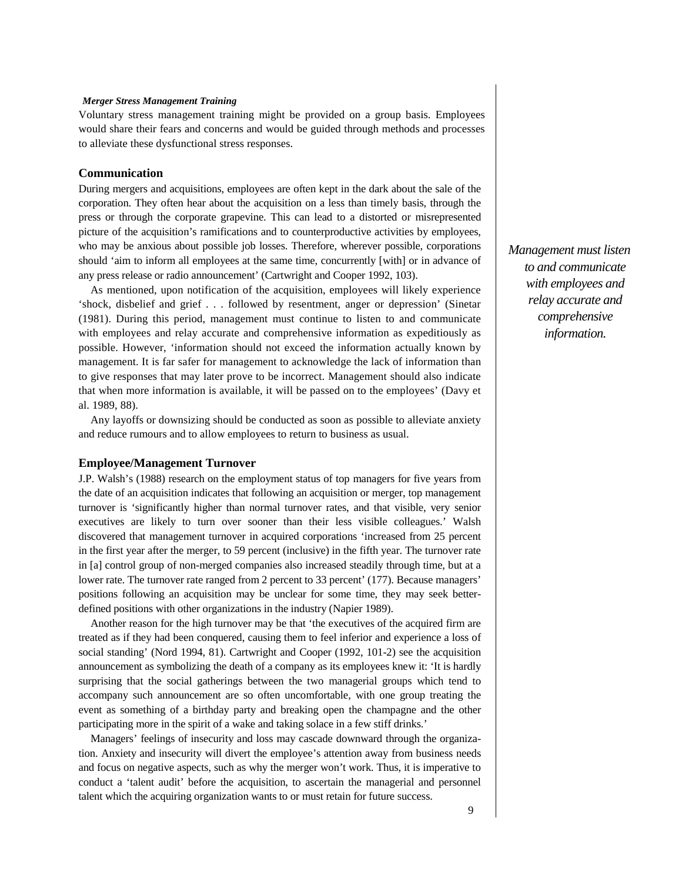***Merger Stress Management Training***

Voluntary stress management training might be provided on a group basis. Employees would share their fears and concerns and would be guided through methods and processes to alleviate these dysfunctional stress responses.

## Communication

During mergers and acquisitions, employees are often kept in the dark about the sale of the corporation. They often hear about the acquisition on a less than timely basis, through the press or through the corporate grapevine. This can lead to a distorted or misrepresented picture of the acquisition's ramifications and to counterproductive activities by employees, who may be anxious about possible job losses. Therefore, wherever possible, corporations should 'aim to inform all employees at the same time, concurrently [with] or in advance of any press release or radio announcement' (Cartwright and Cooper 1992, 103).

*Management must listen to and communicate with employees and relay accurate and comprehensive information.*

As mentioned, upon notification of the acquisition, employees will likely experience 'shock, disbelief and grief . . . followed by resentment, anger or depression' (Sinetar (1981). During this period, management must continue to listen to and communicate with employees and relay accurate and comprehensive information as expeditiously as possible. However, 'information should not exceed the information actually known by management. It is far safer for management to acknowledge the lack of information than to give responses that may later prove to be incorrect. Management should also indicate that when more information is available, it will be passed on to the employees' (Davy et al. 1989, 88).

Any layoffs or downsizing should be conducted as soon as possible to alleviate anxiety and reduce rumours and to allow employees to return to business as usual.

## Employee/Management Turnover

J.P. Walsh's (1988) research on the employment status of top managers for five years from the date of an acquisition indicates that following an acquisition or merger, top management turnover is 'significantly higher than normal turnover rates, and that visible, very senior executives are likely to turn over sooner than their less visible colleagues.' Walsh discovered that management turnover in acquired corporations 'increased from 25 percent in the first year after the merger, to 59 percent (inclusive) in the fifth year. The turnover rate in [a] control group of non-merged companies also increased steadily through time, but at a lower rate. The turnover rate ranged from 2 percent to 33 percent' (177). Because managers' positions following an acquisition may be unclear for some time, they may seek better-defined positions with other organizations in the industry (Napier 1989).

Another reason for the high turnover may be that 'the executives of the acquired firm are treated as if they had been conquered, causing them to feel inferior and experience a loss of social standing' (Nord 1994, 81). Cartwright and Cooper (1992, 101-2) see the acquisition announcement as symbolizing the death of a company as its employees knew it: 'It is hardly surprising that the social gatherings between the two managerial groups which tend to accompany such announcement are so often uncomfortable, with one group treating the event as something of a birthday party and breaking open the champagne and the other participating more in the spirit of a wake and taking solace in a few stiff drinks.'

Managers' feelings of insecurity and loss may cascade downward through the organization. Anxiety and insecurity will divert the employee's attention away from business needs and focus on negative aspects, such as why the merger won't work. Thus, it is imperative to conduct a 'talent audit' before the acquisition, to ascertain the managerial and personnel talent which the acquiring organization wants to or must retain for future success.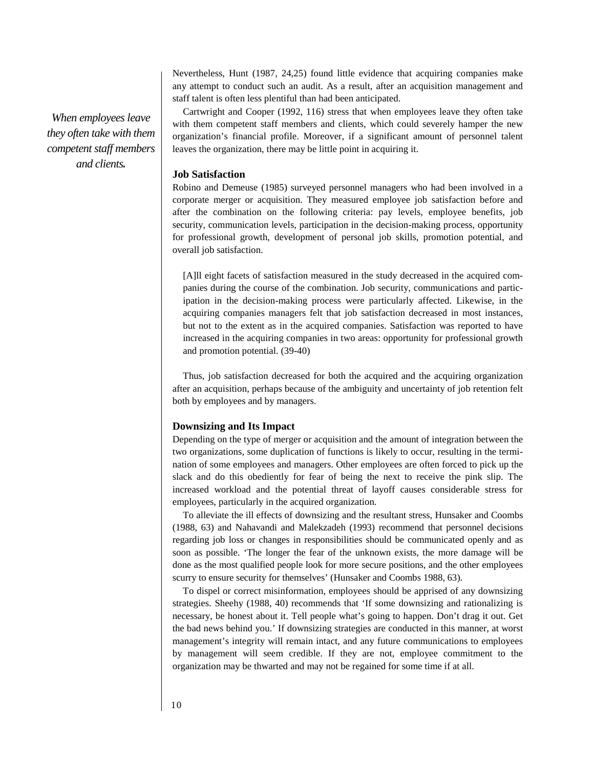Nevertheless, Hunt (1987, 24,25) found little evidence that acquiring companies make any attempt to conduct such an audit. As a result, after an acquisition management and staff talent is often less plentiful than had been anticipated.

Cartwright and Cooper (1992, 116) stress that when employees leave they often take with them competent staff members and clients, which could severely hamper the new organization's financial profile. Moreover, if a significant amount of personnel talent leaves the organization, there may be little point in acquiring it.

*When employees leave they often take with them competent staff members and clients.*

### Job Satisfaction

Robino and Demeuse (1985) surveyed personnel managers who had been involved in a corporate merger or acquisition. They measured employee job satisfaction before and after the combination on the following criteria: pay levels, employee benefits, job security, communication levels, participation in the decision-making process, opportunity for professional growth, development of personal job skills, promotion potential, and overall job satisfaction.

> [A]ll eight facets of satisfaction measured in the study decreased in the acquired companies during the course of the combination. Job security, communications and participation in the decision-making process were particularly affected. Likewise, in the acquiring companies managers felt that job satisfaction decreased in most instances, but not to the extent as in the acquired companies. Satisfaction was reported to have increased in the acquiring companies in two areas: opportunity for professional growth and promotion potential. (39-40)

Thus, job satisfaction decreased for both the acquired and the acquiring organization after an acquisition, perhaps because of the ambiguity and uncertainty of job retention felt both by employees and by managers.

### Downsizing and Its Impact

Depending on the type of merger or acquisition and the amount of integration between the two organizations, some duplication of functions is likely to occur, resulting in the termination of some employees and managers. Other employees are often forced to pick up the slack and do this obediently for fear of being the next to receive the pink slip. The increased workload and the potential threat of layoff causes considerable stress for employees, particularly in the acquired organization.

To alleviate the ill effects of downsizing and the resultant stress, Hunsaker and Coombs (1988, 63) and Nahavandi and Malekzadeh (1993) recommend that personnel decisions regarding job loss or changes in responsibilities should be communicated openly and as soon as possible. 'The longer the fear of the unknown exists, the more damage will be done as the most qualified people look for more secure positions, and the other employees scurry to ensure security for themselves' (Hunsaker and Coombs 1988, 63).

To dispel or correct misinformation, employees should be apprised of any downsizing strategies. Sheehy (1988, 40) recommends that 'If some downsizing and rationalizing is necessary, be honest about it. Tell people what's going to happen. Don't drag it out. Get the bad news behind you.' If downsizing strategies are conducted in this manner, at worst management's integrity will remain intact, and any future communications to employees by management will seem credible. If they are not, employee commitment to the organization may be thwarted and may not be regained for some time if at all.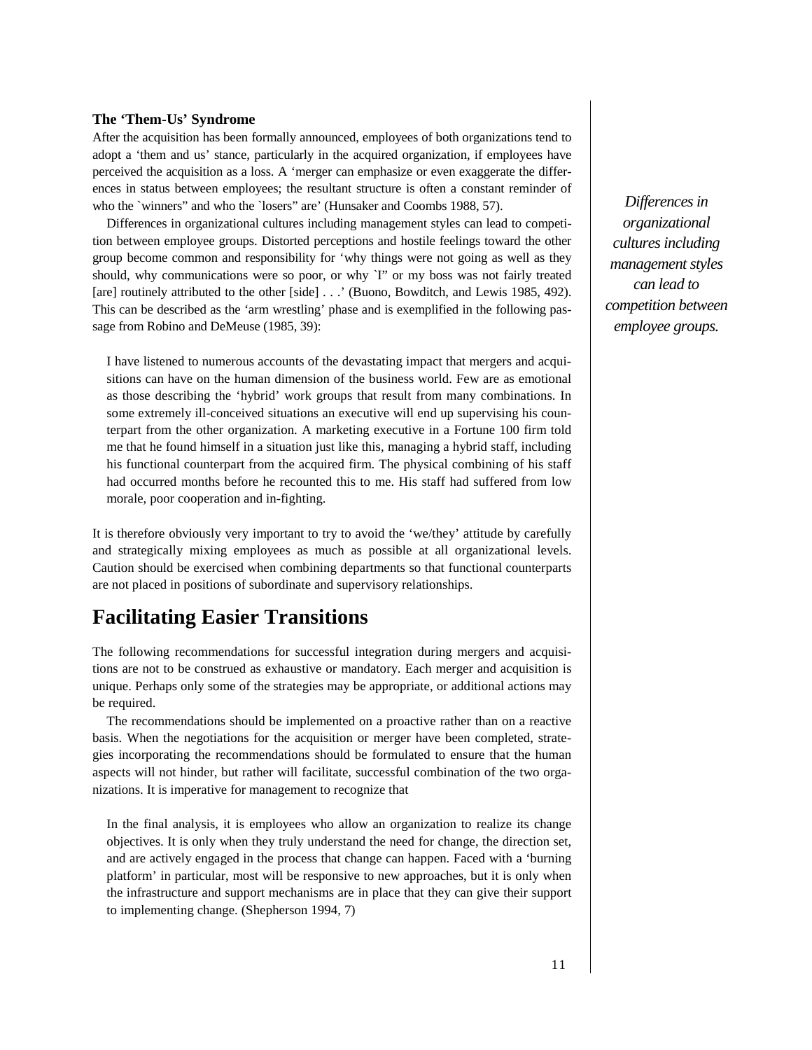### The ‘Them-Us’ Syndrome

After the acquisition has been formally announced, employees of both organizations tend to adopt a ‘them and us’ stance, particularly in the acquired organization, if employees have perceived the acquisition as a loss. A ‘merger can emphasize or even exaggerate the differences in status between employees; the resultant structure is often a constant reminder of who the `winners” and who the `losers” are’ (Hunsaker and Coombs 1988, 57).

Differences in organizational cultures including management styles can lead to competition between employee groups. Distorted perceptions and hostile feelings toward the other group become common and responsibility for ‘why things were not going as well as they should, why communications were so poor, or why `I” or my boss was not fairly treated [are] routinely attributed to the other [side] . . .’ (Buono, Bowditch, and Lewis 1985, 492). This can be described as the ‘arm wrestling’ phase and is exemplified in the following passage from Robino and DeMeuse (1985, 39):

*Differences in organizational cultures including management styles can lead to competition between employee groups.*

> I have listened to numerous accounts of the devastating impact that mergers and acquisitions can have on the human dimension of the business world. Few are as emotional as those describing the ‘hybrid’ work groups that result from many combinations. In some extremely ill-conceived situations an executive will end up supervising his counterpart from the other organization. A marketing executive in a Fortune 100 firm told me that he found himself in a situation just like this, managing a hybrid staff, including his functional counterpart from the acquired firm. The physical combining of his staff had occurred months before he recounted this to me. His staff had suffered from low morale, poor cooperation and in-fighting.

It is therefore obviously very important to try to avoid the ‘we/they’ attitude by carefully and strategically mixing employees as much as possible at all organizational levels. Caution should be exercised when combining departments so that functional counterparts are not placed in positions of subordinate and supervisory relationships.

## Facilitating Easier Transitions

The following recommendations for successful integration during mergers and acquisitions are not to be construed as exhaustive or mandatory. Each merger and acquisition is unique. Perhaps only some of the strategies may be appropriate, or additional actions may be required.

The recommendations should be implemented on a proactive rather than on a reactive basis. When the negotiations for the acquisition or merger have been completed, strategies incorporating the recommendations should be formulated to ensure that the human aspects will not hinder, but rather will facilitate, successful combination of the two organizations. It is imperative for management to recognize that

> In the final analysis, it is employees who allow an organization to realize its change objectives. It is only when they truly understand the need for change, the direction set, and are actively engaged in the process that change can happen. Faced with a ‘burning platform’ in particular, most will be responsive to new approaches, but it is only when the infrastructure and support mechanisms are in place that they can give their support to implementing change. (Shepherson 1994, 7)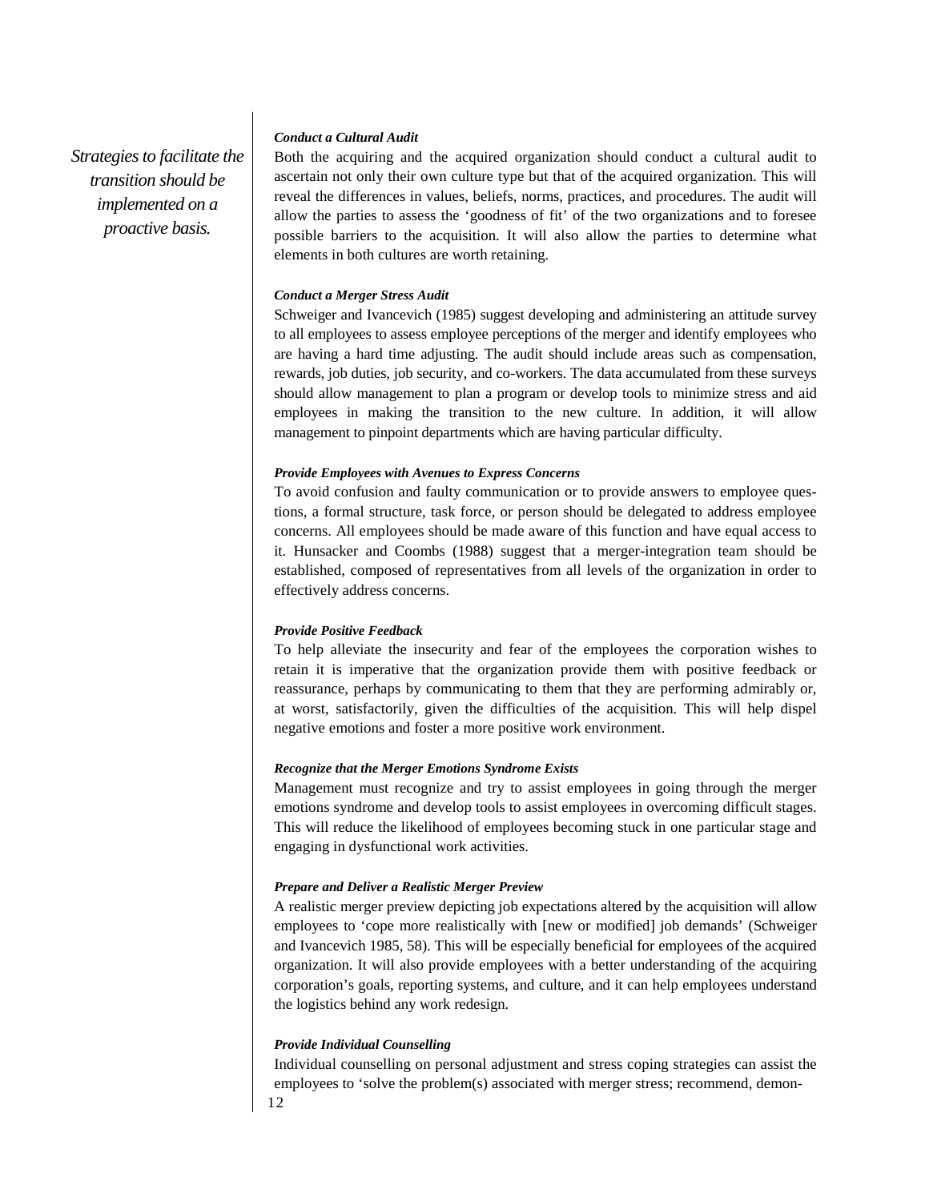*Strategies to facilitate the transition should be implemented on a proactive basis.*

***Conduct a Cultural Audit***

Both the acquiring and the acquired organization should conduct a cultural audit to ascertain not only their own culture type but that of the acquired organization. This will reveal the differences in values, beliefs, norms, practices, and procedures. The audit will allow the parties to assess the 'goodness of fit' of the two organizations and to foresee possible barriers to the acquisition. It will also allow the parties to determine what elements in both cultures are worth retaining.

***Conduct a Merger Stress Audit***

Schweiger and Ivancevich (1985) suggest developing and administering an attitude survey to all employees to assess employee perceptions of the merger and identify employees who are having a hard time adjusting. The audit should include areas such as compensation, rewards, job duties, job security, and co-workers. The data accumulated from these surveys should allow management to plan a program or develop tools to minimize stress and aid employees in making the transition to the new culture. In addition, it will allow management to pinpoint departments which are having particular difficulty.

***Provide Employees with Avenues to Express Concerns***

To avoid confusion and faulty communication or to provide answers to employee questions, a formal structure, task force, or person should be delegated to address employee concerns. All employees should be made aware of this function and have equal access to it. Hunsacker and Coombs (1988) suggest that a merger-integration team should be established, composed of representatives from all levels of the organization in order to effectively address concerns.

***Provide Positive Feedback***

To help alleviate the insecurity and fear of the employees the corporation wishes to retain it is imperative that the organization provide them with positive feedback or reassurance, perhaps by communicating to them that they are performing admirably or, at worst, satisfactorily, given the difficulties of the acquisition. This will help dispel negative emotions and foster a more positive work environment.

***Recognize that the Merger Emotions Syndrome Exists***

Management must recognize and try to assist employees in going through the merger emotions syndrome and develop tools to assist employees in overcoming difficult stages. This will reduce the likelihood of employees becoming stuck in one particular stage and engaging in dysfunctional work activities.

***Prepare and Deliver a Realistic Merger Preview***

A realistic merger preview depicting job expectations altered by the acquisition will allow employees to 'cope more realistically with [new or modified] job demands' (Schweiger and Ivancevich 1985, 58). This will be especially beneficial for employees of the acquired organization. It will also provide employees with a better understanding of the acquiring corporation's goals, reporting systems, and culture, and it can help employees understand the logistics behind any work redesign.

***Provide Individual Counselling***

Individual counselling on personal adjustment and stress coping strategies can assist the employees to 'solve the problem(s) associated with merger stress; recommend, demon-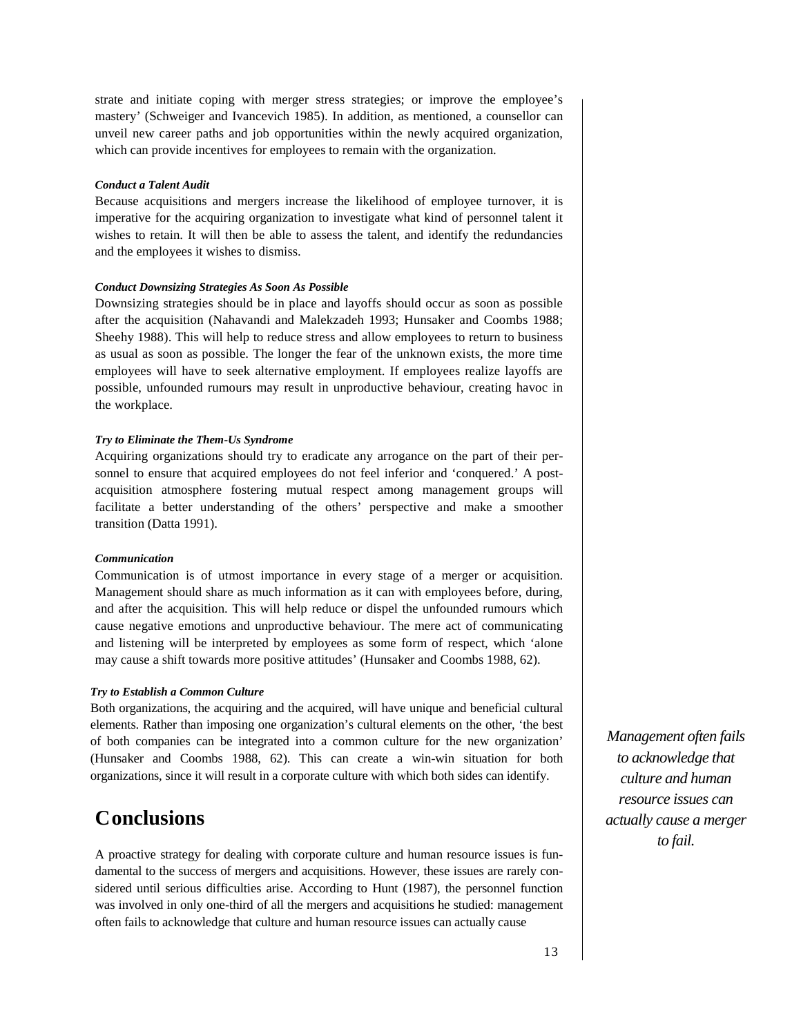strate and initiate coping with merger stress strategies; or improve the employee's mastery' (Schweiger and Ivancevich 1985). In addition, as mentioned, a counsellor can unveil new career paths and job opportunities within the newly acquired organization, which can provide incentives for employees to remain with the organization.

***Conduct a Talent Audit***

Because acquisitions and mergers increase the likelihood of employee turnover, it is imperative for the acquiring organization to investigate what kind of personnel talent it wishes to retain. It will then be able to assess the talent, and identify the redundancies and the employees it wishes to dismiss.

***Conduct Downsizing Strategies As Soon As Possible***

Downsizing strategies should be in place and layoffs should occur as soon as possible after the acquisition (Nahavandi and Malekzadeh 1993; Hunsaker and Coombs 1988; Sheehy 1988). This will help to reduce stress and allow employees to return to business as usual as soon as possible. The longer the fear of the unknown exists, the more time employees will have to seek alternative employment. If employees realize layoffs are possible, unfounded rumours may result in unproductive behaviour, creating havoc in the workplace.

***Try to Eliminate the Them-Us Syndrome***

Acquiring organizations should try to eradicate any arrogance on the part of their personnel to ensure that acquired employees do not feel inferior and 'conquered.' A post-acquisition atmosphere fostering mutual respect among management groups will facilitate a better understanding of the others' perspective and make a smoother transition (Datta 1991).

***Communication***

Communication is of utmost importance in every stage of a merger or acquisition. Management should share as much information as it can with employees before, during, and after the acquisition. This will help reduce or dispel the unfounded rumours which cause negative emotions and unproductive behaviour. The mere act of communicating and listening will be interpreted by employees as some form of respect, which 'alone may cause a shift towards more positive attitudes' (Hunsaker and Coombs 1988, 62).

***Try to Establish a Common Culture***

Both organizations, the acquiring and the acquired, will have unique and beneficial cultural elements. Rather than imposing one organization's cultural elements on the other, 'the best of both companies can be integrated into a common culture for the new organization' (Hunsaker and Coombs 1988, 62). This can create a win-win situation for both organizations, since it will result in a corporate culture with which both sides can identify.

*Management often fails to acknowledge that culture and human resource issues can actually cause a merger to fail.*

# Conclusions

A proactive strategy for dealing with corporate culture and human resource issues is fundamental to the success of mergers and acquisitions. However, these issues are rarely considered until serious difficulties arise. According to Hunt (1987), the personnel function was involved in only one-third of all the mergers and acquisitions he studied: management often fails to acknowledge that culture and human resource issues can actually cause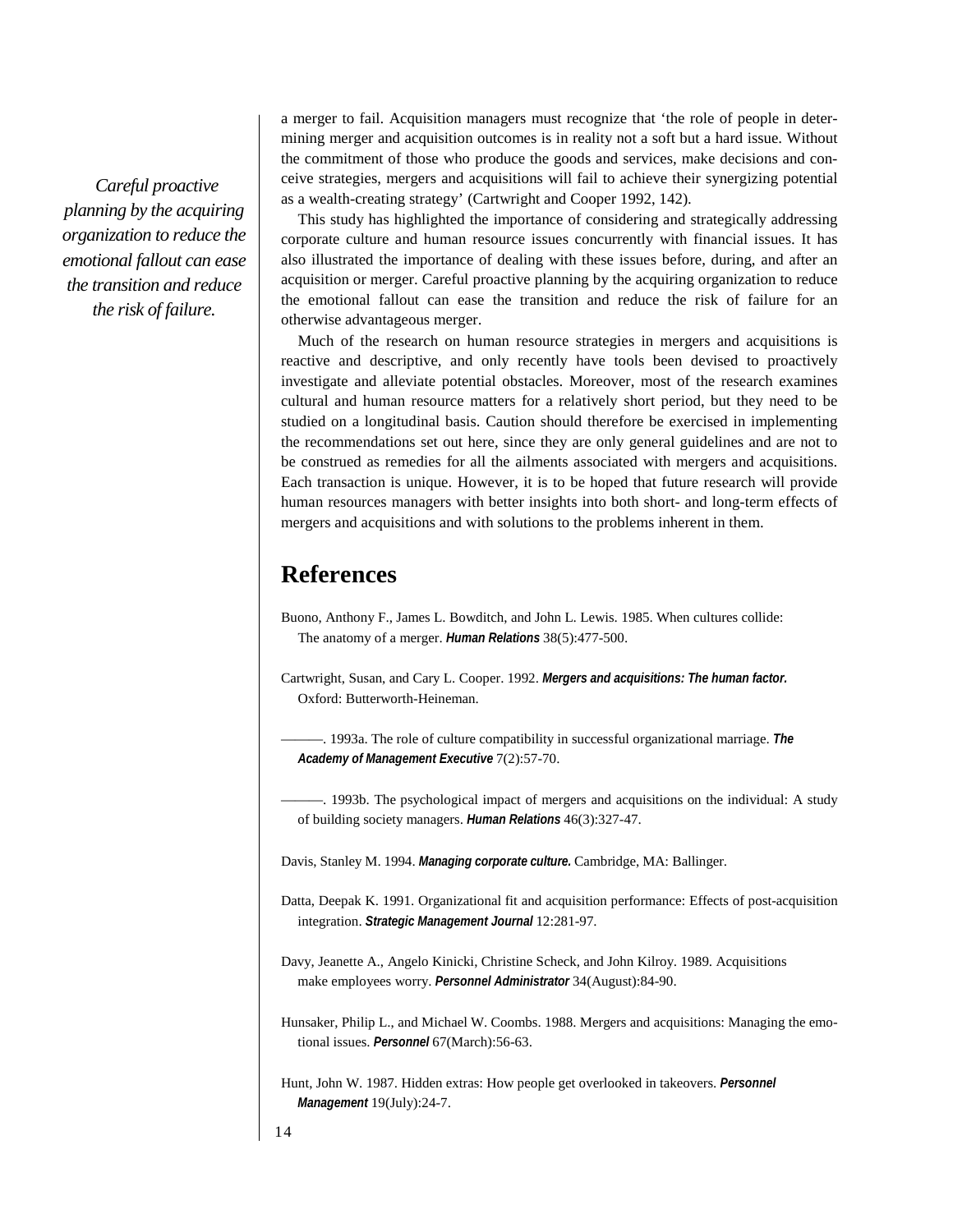a merger to fail. Acquisition managers must recognize that 'the role of people in determining merger and acquisition outcomes is in reality not a soft but a hard issue. Without the commitment of those who produce the goods and services, make decisions and conceive strategies, mergers and acquisitions will fail to achieve their synergizing potential as a wealth-creating strategy' (Cartwright and Cooper 1992, 142).

*Careful proactive planning by the acquiring organization to reduce the emotional fallout can ease the transition and reduce the risk of failure.*

This study has highlighted the importance of considering and strategically addressing corporate culture and human resource issues concurrently with financial issues. It has also illustrated the importance of dealing with these issues before, during, and after an acquisition or merger. Careful proactive planning by the acquiring organization to reduce the emotional fallout can ease the transition and reduce the risk of failure for an otherwise advantageous merger.

Much of the research on human resource strategies in mergers and acquisitions is reactive and descriptive, and only recently have tools been devised to proactively investigate and alleviate potential obstacles. Moreover, most of the research examines cultural and human resource matters for a relatively short period, but they need to be studied on a longitudinal basis. Caution should therefore be exercised in implementing the recommendations set out here, since they are only general guidelines and are not to be construed as remedies for all the ailments associated with mergers and acquisitions. Each transaction is unique. However, it is to be hoped that future research will provide human resources managers with better insights into both short- and long-term effects of mergers and acquisitions and with solutions to the problems inherent in them.

## References

Buono, Anthony F., James L. Bowditch, and John L. Lewis. 1985. When cultures collide: The anatomy of a merger. ***Human Relations*** 38(5):477-500.

Cartwright, Susan, and Cary L. Cooper. 1992. ***Mergers and acquisitions: The human factor.*** Oxford: Butterworth-Heineman.

———. 1993a. The role of culture compatibility in successful organizational marriage. ***The Academy of Management Executive*** 7(2):57-70.

———. 1993b. The psychological impact of mergers and acquisitions on the individual: A study of building society managers. ***Human Relations*** 46(3):327-47.

Davis, Stanley M. 1994. ***Managing corporate culture.*** Cambridge, MA: Ballinger.

Datta, Deepak K. 1991. Organizational fit and acquisition performance: Effects of post-acquisition integration. ***Strategic Management Journal*** 12:281-97.

Davy, Jeanette A., Angelo Kinicki, Christine Scheck, and John Kilroy. 1989. Acquisitions make employees worry. ***Personnel Administrator*** 34(August):84-90.

Hunsaker, Philip L., and Michael W. Coombs. 1988. Mergers and acquisitions: Managing the emotional issues. ***Personnel*** 67(March):56-63.

Hunt, John W. 1987. Hidden extras: How people get overlooked in takeovers. ***Personnel Management*** 19(July):24-7.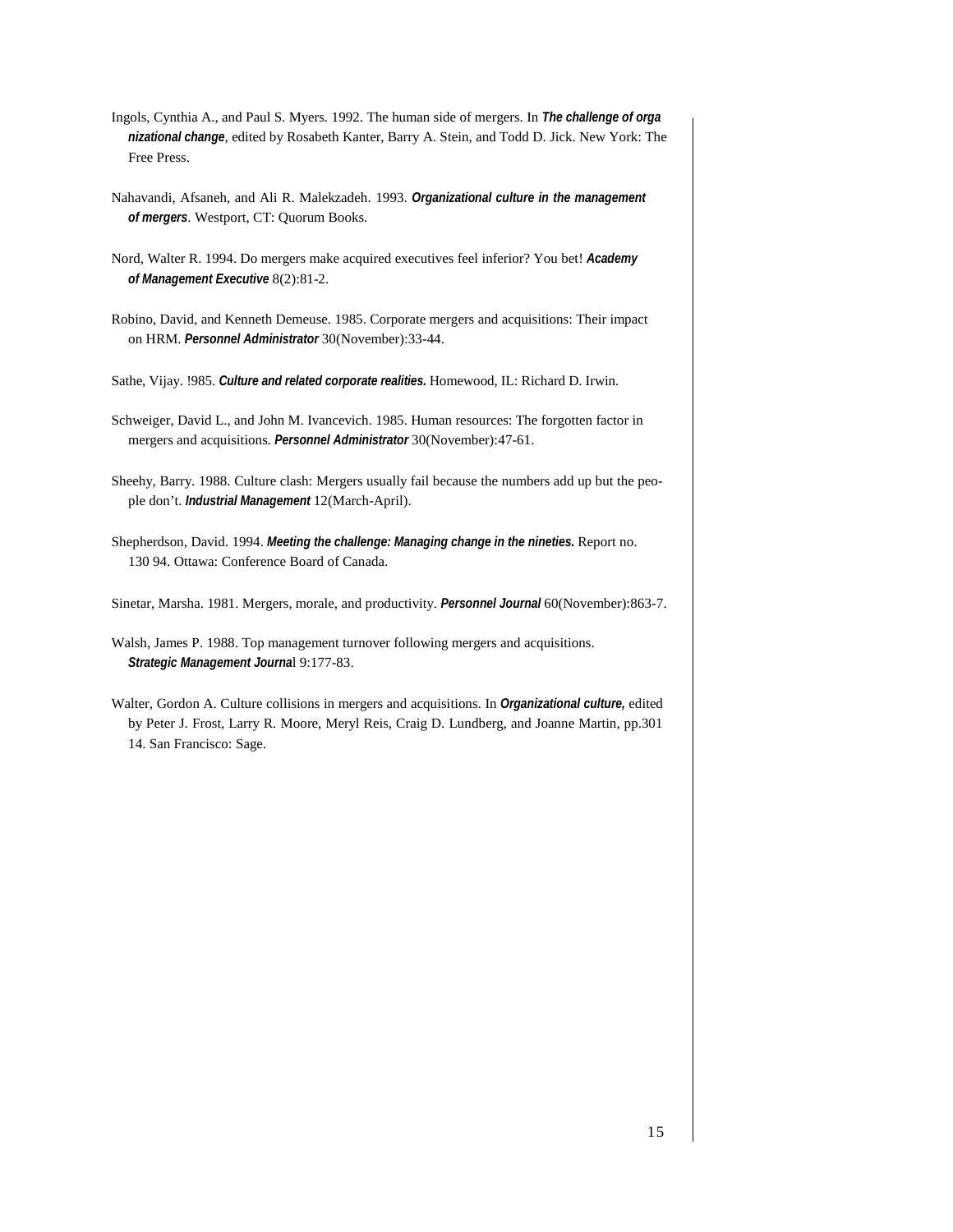Ingols, Cynthia A., and Paul S. Myers. 1992. The human side of mergers. In ***The challenge of orga nizational change***, edited by Rosabeth Kanter, Barry A. Stein, and Todd D. Jick. New York: The Free Press.

Nahavandi, Afsaneh, and Ali R. Malekzadeh. 1993. ***Organizational culture in the management of mergers***. Westport, CT: Quorum Books.

Nord, Walter R. 1994. Do mergers make acquired executives feel inferior? You bet! ***Academy of Management Executive*** 8(2):81-2.

Robino, David, and Kenneth Demeuse. 1985. Corporate mergers and acquisitions: Their impact on HRM. ***Personnel Administrator*** 30(November):33-44.

Sathe, Vijay. !985. ***Culture and related corporate realities.*** Homewood, IL: Richard D. Irwin.

Schweiger, David L., and John M. Ivancevich. 1985. Human resources: The forgotten factor in mergers and acquisitions. ***Personnel Administrator*** 30(November):47-61.

Sheehy, Barry. 1988. Culture clash: Mergers usually fail because the numbers add up but the people don't. ***Industrial Management*** 12(March-April).

Shepherdson, David. 1994. ***Meeting the challenge: Managing change in the nineties.*** Report no. 130 94. Ottawa: Conference Board of Canada.

Sinetar, Marsha. 1981. Mergers, morale, and productivity. ***Personnel Journal*** 60(November):863-7.

Walsh, James P. 1988. Top management turnover following mergers and acquisitions. ***Strategic Management Journa***l 9:177-83.

Walter, Gordon A. Culture collisions in mergers and acquisitions. In ***Organizational culture,*** edited by Peter J. Frost, Larry R. Moore, Meryl Reis, Craig D. Lundberg, and Joanne Martin, pp.301 14. San Francisco: Sage.